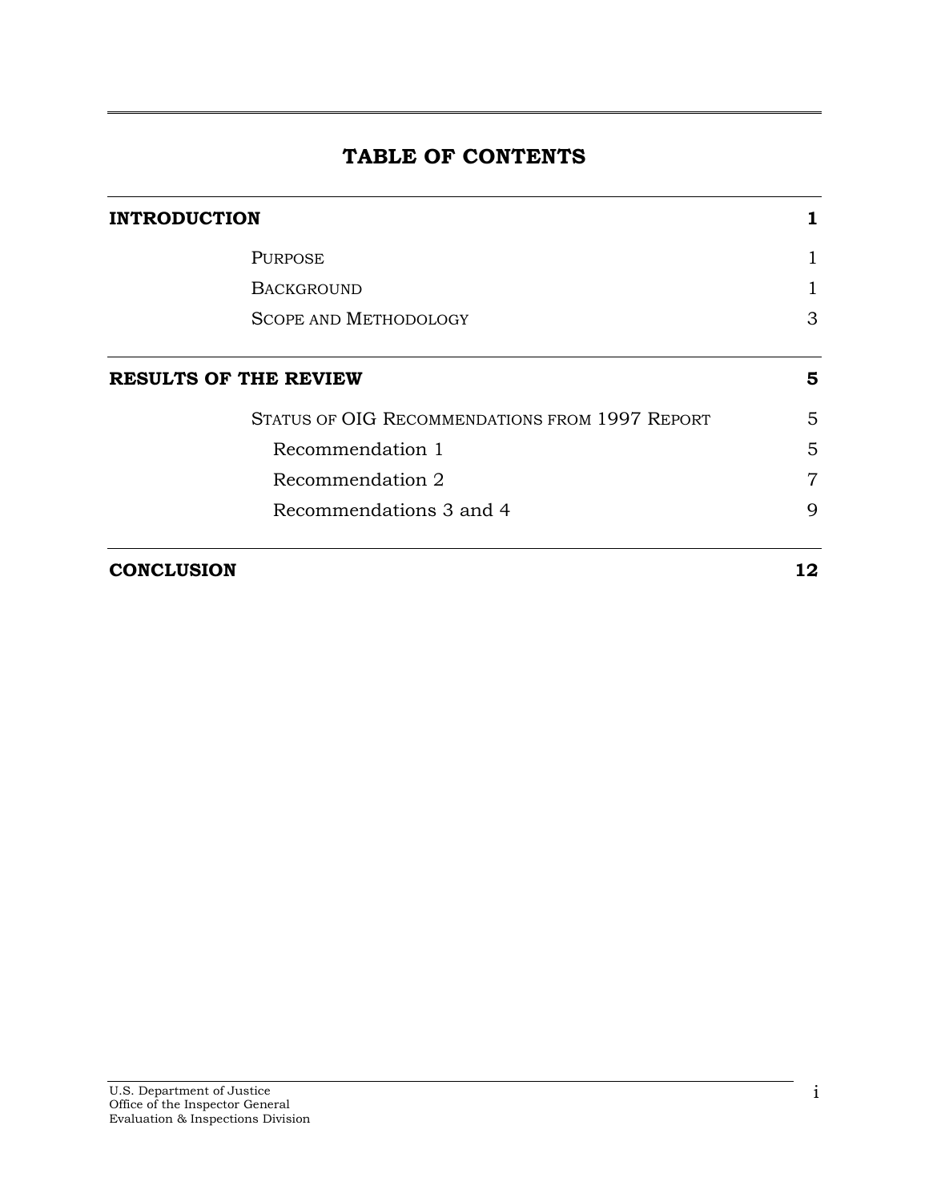# TABLE OF CONTENTS

| | |
|---|---|
| **INTRODUCTION** | **1** |
| Purpose | 1 |
| Background | 1 |
| Scope and Methodology | 3 |
| **RESULTS OF THE REVIEW** | **5** |
| Status of OIG Recommendations from 1997 Report | 5 |
| Recommendation 1 | 5 |
| Recommendation 2 | 7 |
| Recommendations 3 and 4 | 9 |
| **CONCLUSION** | **12** |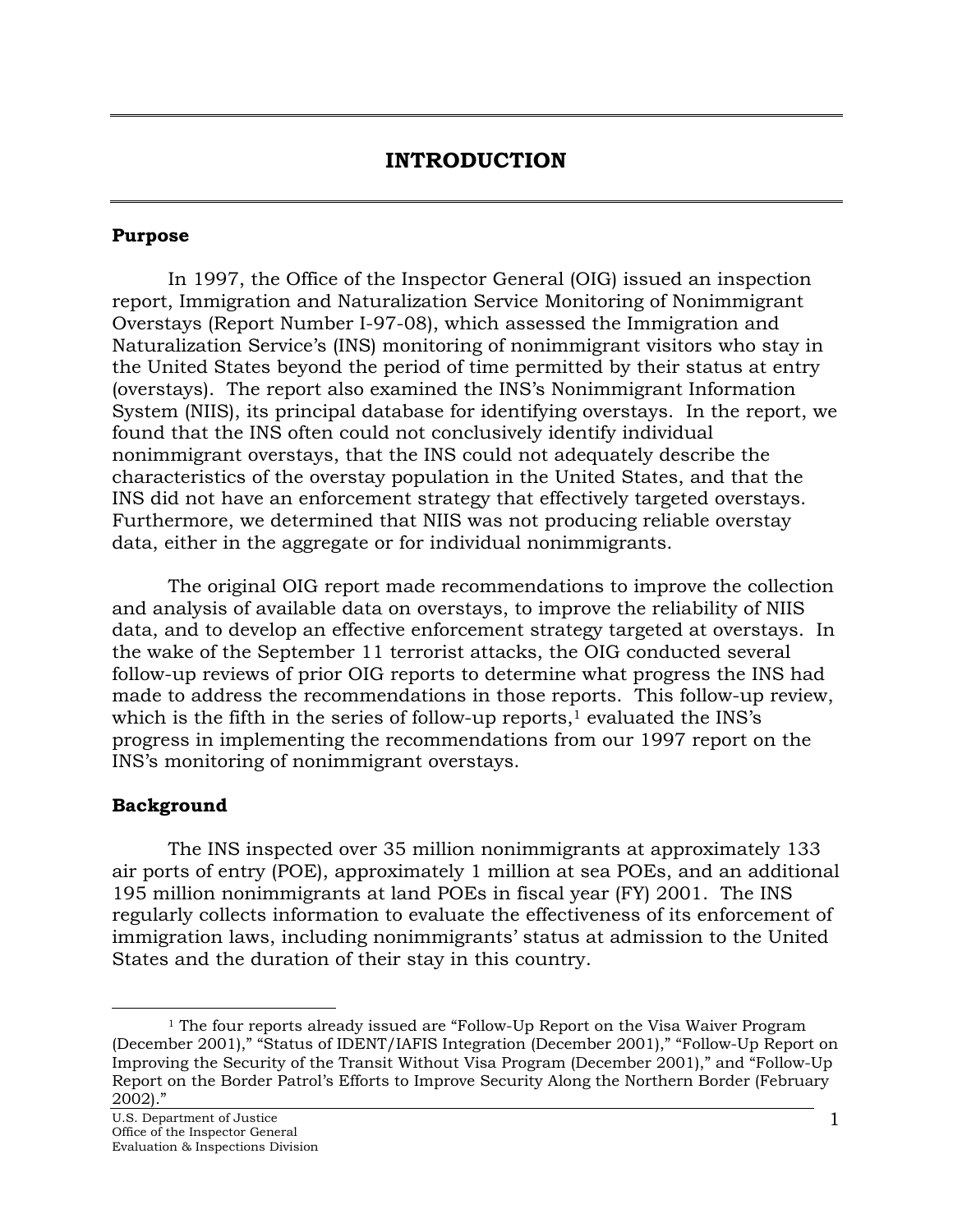# INTRODUCTION

## Purpose

In 1997, the Office of the Inspector General (OIG) issued an inspection report, Immigration and Naturalization Service Monitoring of Nonimmigrant Overstays (Report Number I-97-08), which assessed the Immigration and Naturalization Service's (INS) monitoring of nonimmigrant visitors who stay in the United States beyond the period of time permitted by their status at entry (overstays). The report also examined the INS's Nonimmigrant Information System (NIIS), its principal database for identifying overstays. In the report, we found that the INS often could not conclusively identify individual nonimmigrant overstays, that the INS could not adequately describe the characteristics of the overstay population in the United States, and that the INS did not have an enforcement strategy that effectively targeted overstays. Furthermore, we determined that NIIS was not producing reliable overstay data, either in the aggregate or for individual nonimmigrants.

The original OIG report made recommendations to improve the collection and analysis of available data on overstays, to improve the reliability of NIIS data, and to develop an effective enforcement strategy targeted at overstays. In the wake of the September 11 terrorist attacks, the OIG conducted several follow-up reviews of prior OIG reports to determine what progress the INS had made to address the recommendations in those reports. This follow-up review, which is the fifth in the series of follow-up reports,[1] evaluated the INS's progress in implementing the recommendations from our 1997 report on the INS's monitoring of nonimmigrant overstays.

## Background

The INS inspected over 35 million nonimmigrants at approximately 133 air ports of entry (POE), approximately 1 million at sea POEs, and an additional 195 million nonimmigrants at land POEs in fiscal year (FY) 2001. The INS regularly collects information to evaluate the effectiveness of its enforcement of immigration laws, including nonimmigrants' status at admission to the United States and the duration of their stay in this country.

[1] The four reports already issued are "Follow-Up Report on the Visa Waiver Program (December 2001)," "Status of IDENT/IAFIS Integration (December 2001)," "Follow-Up Report on Improving the Security of the Transit Without Visa Program (December 2001)," and "Follow-Up Report on the Border Patrol's Efforts to Improve Security Along the Northern Border (February 2002)."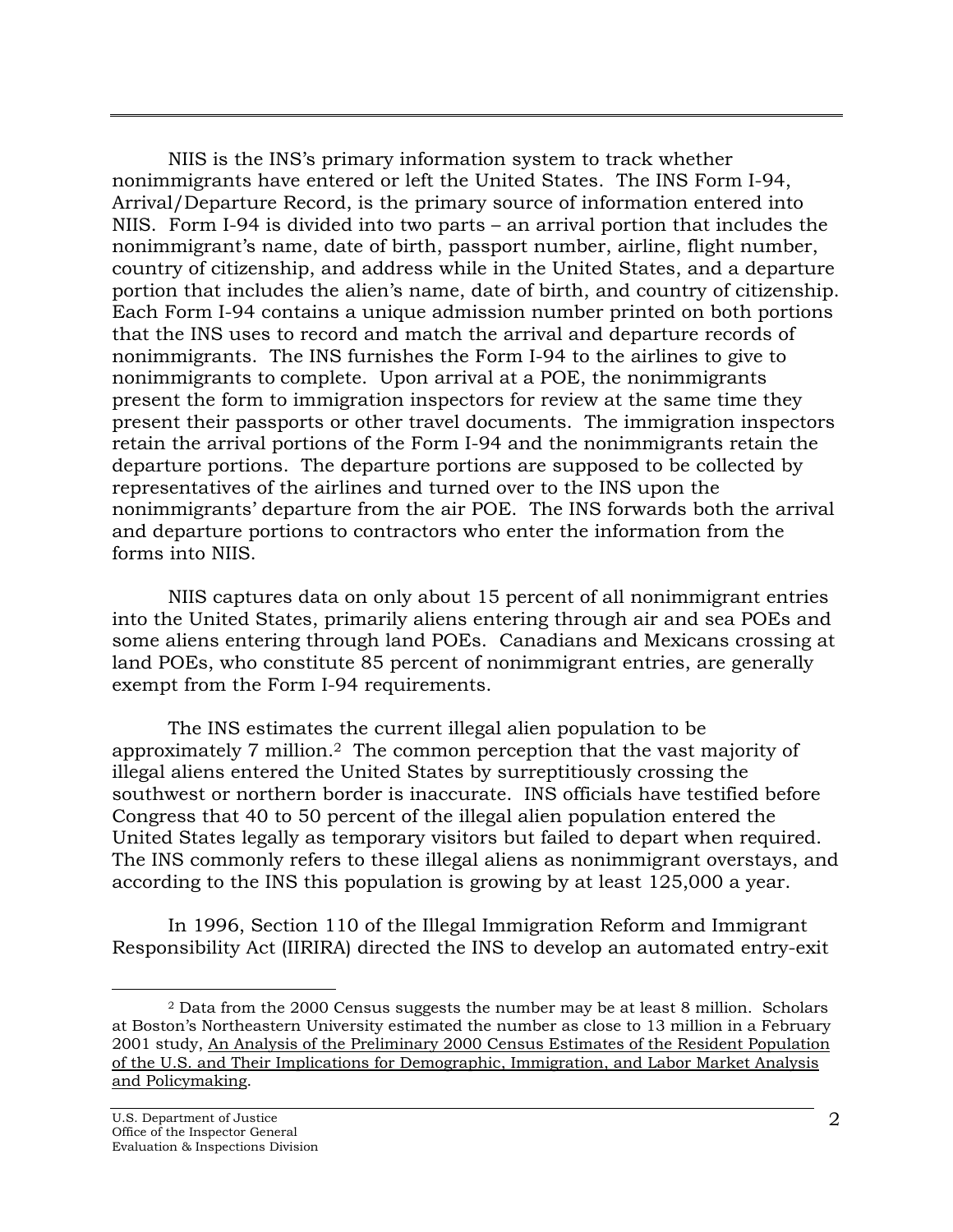NIIS is the INS's primary information system to track whether nonimmigrants have entered or left the United States. The INS Form I-94, Arrival/Departure Record, is the primary source of information entered into NIIS. Form I-94 is divided into two parts – an arrival portion that includes the nonimmigrant's name, date of birth, passport number, airline, flight number, country of citizenship, and address while in the United States, and a departure portion that includes the alien's name, date of birth, and country of citizenship. Each Form I-94 contains a unique admission number printed on both portions that the INS uses to record and match the arrival and departure records of nonimmigrants. The INS furnishes the Form I-94 to the airlines to give to nonimmigrants to complete. Upon arrival at a POE, the nonimmigrants present the form to immigration inspectors for review at the same time they present their passports or other travel documents. The immigration inspectors retain the arrival portions of the Form I-94 and the nonimmigrants retain the departure portions. The departure portions are supposed to be collected by representatives of the airlines and turned over to the INS upon the nonimmigrants' departure from the air POE. The INS forwards both the arrival and departure portions to contractors who enter the information from the forms into NIIS.

NIIS captures data on only about 15 percent of all nonimmigrant entries into the United States, primarily aliens entering through air and sea POEs and some aliens entering through land POEs. Canadians and Mexicans crossing at land POEs, who constitute 85 percent of nonimmigrant entries, are generally exempt from the Form I-94 requirements.

The INS estimates the current illegal alien population to be approximately 7 million.[2] The common perception that the vast majority of illegal aliens entered the United States by surreptitiously crossing the southwest or northern border is inaccurate. INS officials have testified before Congress that 40 to 50 percent of the illegal alien population entered the United States legally as temporary visitors but failed to depart when required. The INS commonly refers to these illegal aliens as nonimmigrant overstays, and according to the INS this population is growing by at least 125,000 a year.

In 1996, Section 110 of the Illegal Immigration Reform and Immigrant Responsibility Act (IIRIRA) directed the INS to develop an automated entry-exit

---

[2] Data from the 2000 Census suggests the number may be at least 8 million. Scholars at Boston's Northeastern University estimated the number as close to 13 million in a February 2001 study, An Analysis of the Preliminary 2000 Census Estimates of the Resident Population of the U.S. and Their Implications for Demographic, Immigration, and Labor Market Analysis and Policymaking.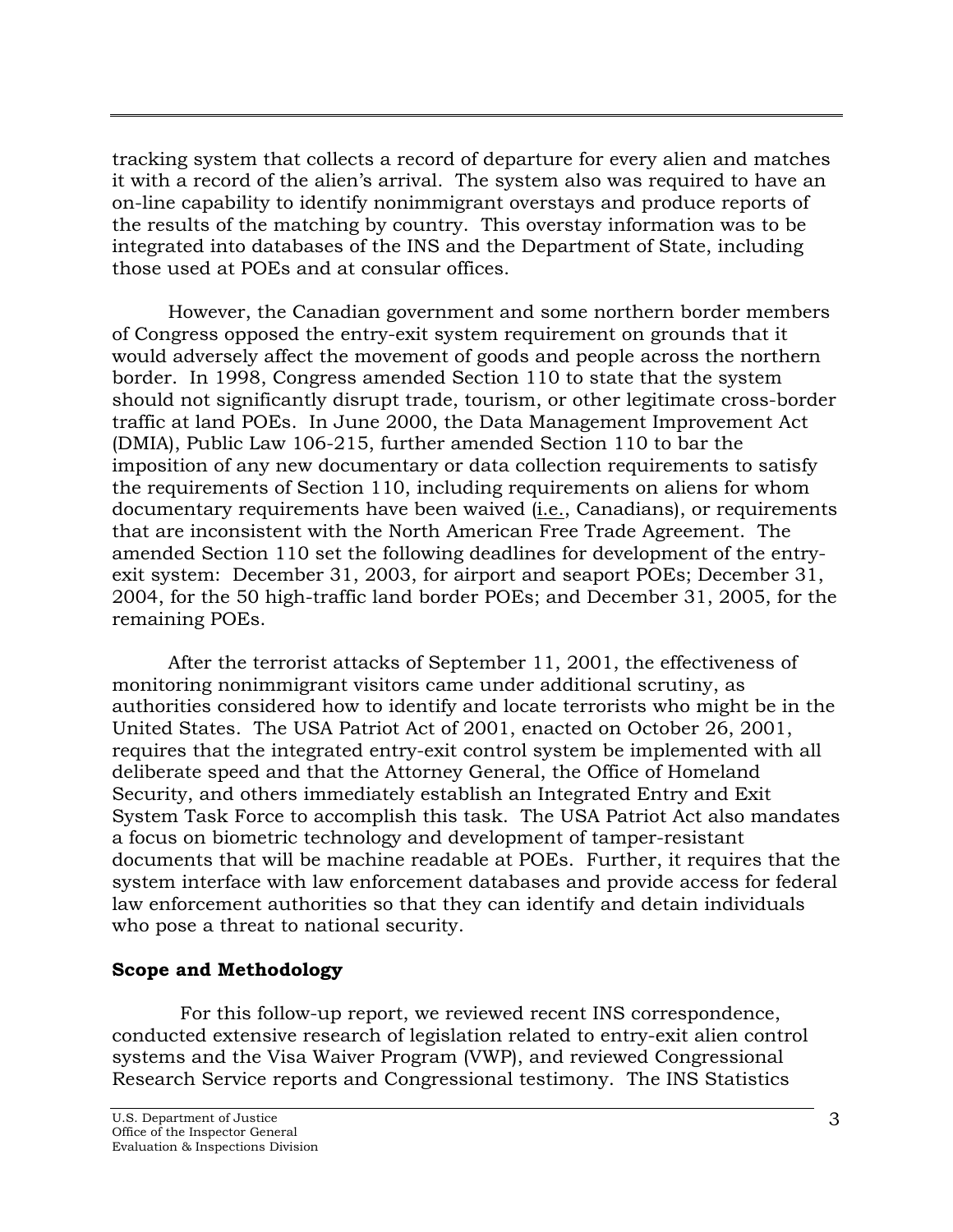tracking system that collects a record of departure for every alien and matches it with a record of the alien's arrival. The system also was required to have an on-line capability to identify nonimmigrant overstays and produce reports of the results of the matching by country. This overstay information was to be integrated into databases of the INS and the Department of State, including those used at POEs and at consular offices.

However, the Canadian government and some northern border members of Congress opposed the entry-exit system requirement on grounds that it would adversely affect the movement of goods and people across the northern border. In 1998, Congress amended Section 110 to state that the system should not significantly disrupt trade, tourism, or other legitimate cross-border traffic at land POEs. In June 2000, the Data Management Improvement Act (DMIA), Public Law 106-215, further amended Section 110 to bar the imposition of any new documentary or data collection requirements to satisfy the requirements of Section 110, including requirements on aliens for whom documentary requirements have been waived (i.e., Canadians), or requirements that are inconsistent with the North American Free Trade Agreement. The amended Section 110 set the following deadlines for development of the entry-exit system: December 31, 2003, for airport and seaport POEs; December 31, 2004, for the 50 high-traffic land border POEs; and December 31, 2005, for the remaining POEs.

After the terrorist attacks of September 11, 2001, the effectiveness of monitoring nonimmigrant visitors came under additional scrutiny, as authorities considered how to identify and locate terrorists who might be in the United States. The USA Patriot Act of 2001, enacted on October 26, 2001, requires that the integrated entry-exit control system be implemented with all deliberate speed and that the Attorney General, the Office of Homeland Security, and others immediately establish an Integrated Entry and Exit System Task Force to accomplish this task. The USA Patriot Act also mandates a focus on biometric technology and development of tamper-resistant documents that will be machine readable at POEs. Further, it requires that the system interface with law enforcement databases and provide access for federal law enforcement authorities so that they can identify and detain individuals who pose a threat to national security.

### Scope and Methodology

For this follow-up report, we reviewed recent INS correspondence, conducted extensive research of legislation related to entry-exit alien control systems and the Visa Waiver Program (VWP), and reviewed Congressional Research Service reports and Congressional testimony. The INS Statistics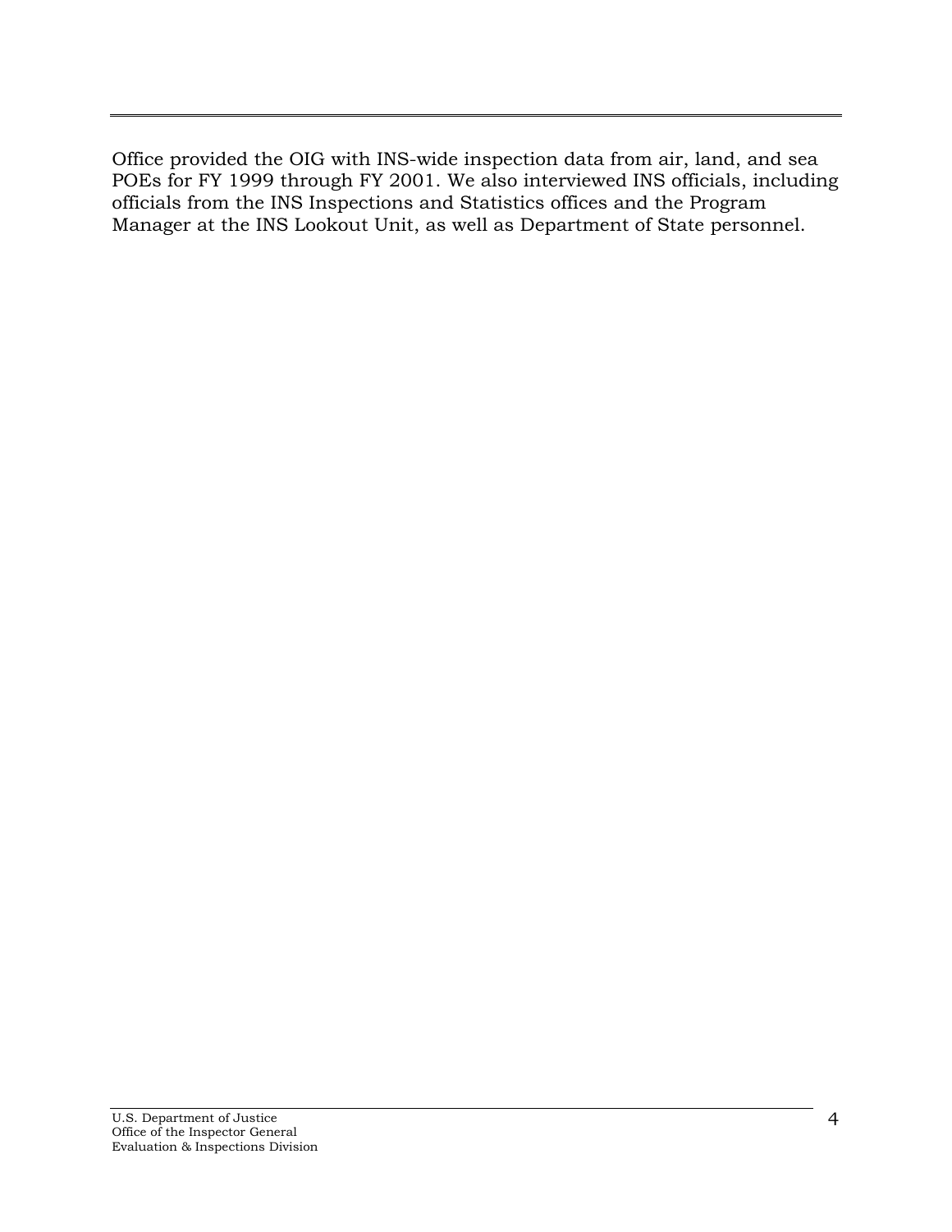Office provided the OIG with INS-wide inspection data from air, land, and sea POEs for FY 1999 through FY 2001. We also interviewed INS officials, including officials from the INS Inspections and Statistics offices and the Program Manager at the INS Lookout Unit, as well as Department of State personnel.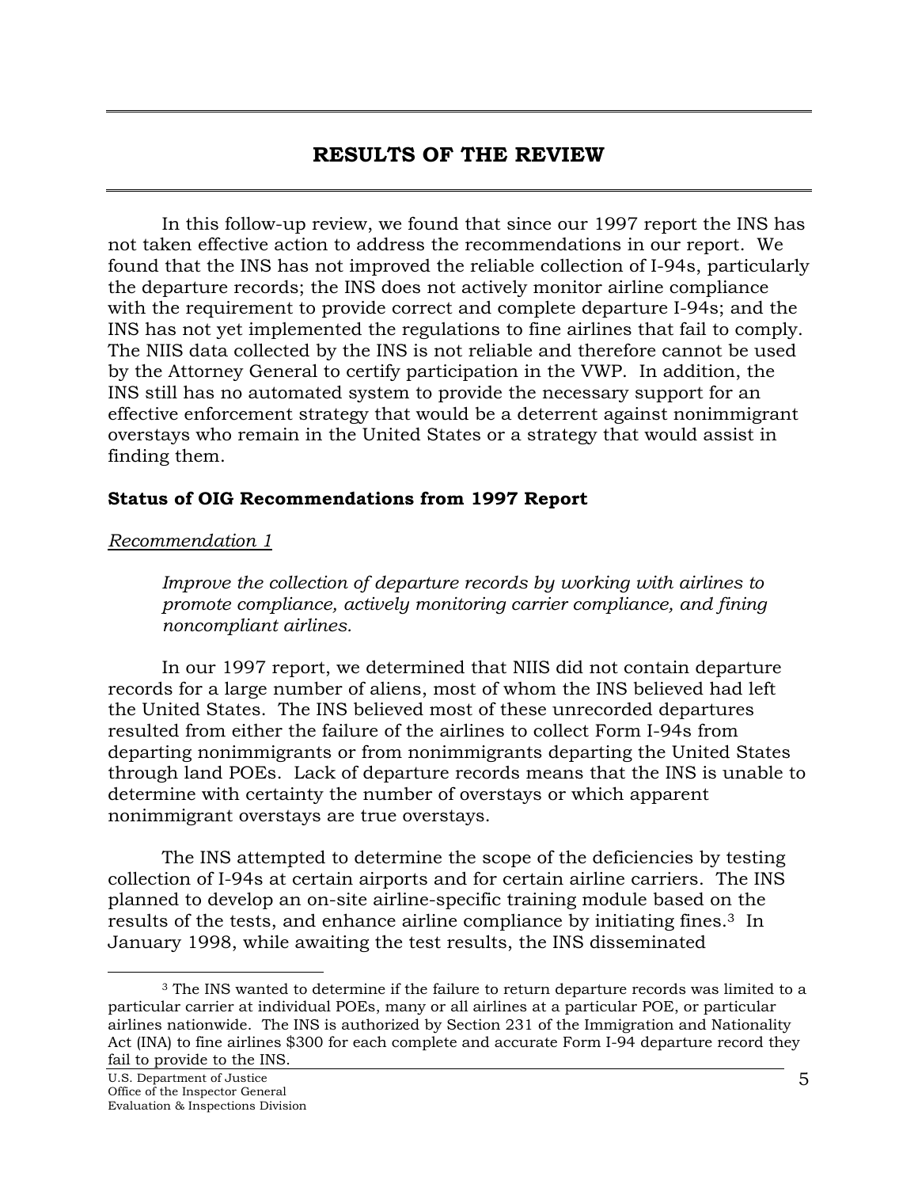## RESULTS OF THE REVIEW

In this follow-up review, we found that since our 1997 report the INS has not taken effective action to address the recommendations in our report. We found that the INS has not improved the reliable collection of I-94s, particularly the departure records; the INS does not actively monitor airline compliance with the requirement to provide correct and complete departure I-94s; and the INS has not yet implemented the regulations to fine airlines that fail to comply. The NIIS data collected by the INS is not reliable and therefore cannot be used by the Attorney General to certify participation in the VWP. In addition, the INS still has no automated system to provide the necessary support for an effective enforcement strategy that would be a deterrent against nonimmigrant overstays who remain in the United States or a strategy that would assist in finding them.

### Status of OIG Recommendations from 1997 Report

Recommendation 1

*Improve the collection of departure records by working with airlines to promote compliance, actively monitoring carrier compliance, and fining noncompliant airlines.*

In our 1997 report, we determined that NIIS did not contain departure records for a large number of aliens, most of whom the INS believed had left the United States. The INS believed most of these unrecorded departures resulted from either the failure of the airlines to collect Form I-94s from departing nonimmigrants or from nonimmigrants departing the United States through land POEs. Lack of departure records means that the INS is unable to determine with certainty the number of overstays or which apparent nonimmigrant overstays are true overstays.

The INS attempted to determine the scope of the deficiencies by testing collection of I-94s at certain airports and for certain airline carriers. The INS planned to develop an on-site airline-specific training module based on the results of the tests, and enhance airline compliance by initiating fines.[3] In January 1998, while awaiting the test results, the INS disseminated

[3] The INS wanted to determine if the failure to return departure records was limited to a particular carrier at individual POEs, many or all airlines at a particular POE, or particular airlines nationwide. The INS is authorized by Section 231 of the Immigration and Nationality Act (INA) to fine airlines $300 for each complete and accurate Form I-94 departure record they fail to provide to the INS.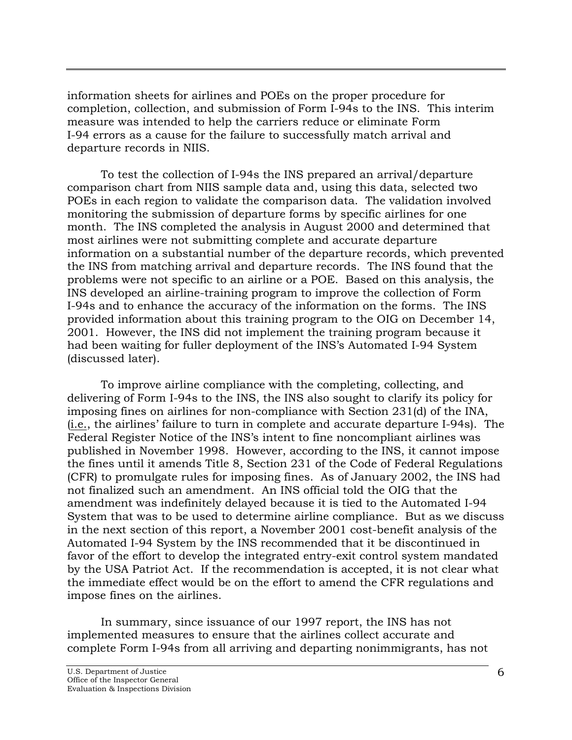information sheets for airlines and POEs on the proper procedure for completion, collection, and submission of Form I-94s to the INS. This interim measure was intended to help the carriers reduce or eliminate Form I-94 errors as a cause for the failure to successfully match arrival and departure records in NIIS.

To test the collection of I-94s the INS prepared an arrival/departure comparison chart from NIIS sample data and, using this data, selected two POEs in each region to validate the comparison data. The validation involved monitoring the submission of departure forms by specific airlines for one month. The INS completed the analysis in August 2000 and determined that most airlines were not submitting complete and accurate departure information on a substantial number of the departure records, which prevented the INS from matching arrival and departure records. The INS found that the problems were not specific to an airline or a POE. Based on this analysis, the INS developed an airline-training program to improve the collection of Form I-94s and to enhance the accuracy of the information on the forms. The INS provided information about this training program to the OIG on December 14, 2001. However, the INS did not implement the training program because it had been waiting for fuller deployment of the INS's Automated I-94 System (discussed later).

To improve airline compliance with the completing, collecting, and delivering of Form I-94s to the INS, the INS also sought to clarify its policy for imposing fines on airlines for non-compliance with Section 231(d) of the INA, (i.e., the airlines' failure to turn in complete and accurate departure I-94s). The Federal Register Notice of the INS's intent to fine noncompliant airlines was published in November 1998. However, according to the INS, it cannot impose the fines until it amends Title 8, Section 231 of the Code of Federal Regulations (CFR) to promulgate rules for imposing fines. As of January 2002, the INS had not finalized such an amendment. An INS official told the OIG that the amendment was indefinitely delayed because it is tied to the Automated I-94 System that was to be used to determine airline compliance. But as we discuss in the next section of this report, a November 2001 cost-benefit analysis of the Automated I-94 System by the INS recommended that it be discontinued in favor of the effort to develop the integrated entry-exit control system mandated by the USA Patriot Act. If the recommendation is accepted, it is not clear what the immediate effect would be on the effort to amend the CFR regulations and impose fines on the airlines.

In summary, since issuance of our 1997 report, the INS has not implemented measures to ensure that the airlines collect accurate and complete Form I-94s from all arriving and departing nonimmigrants, has not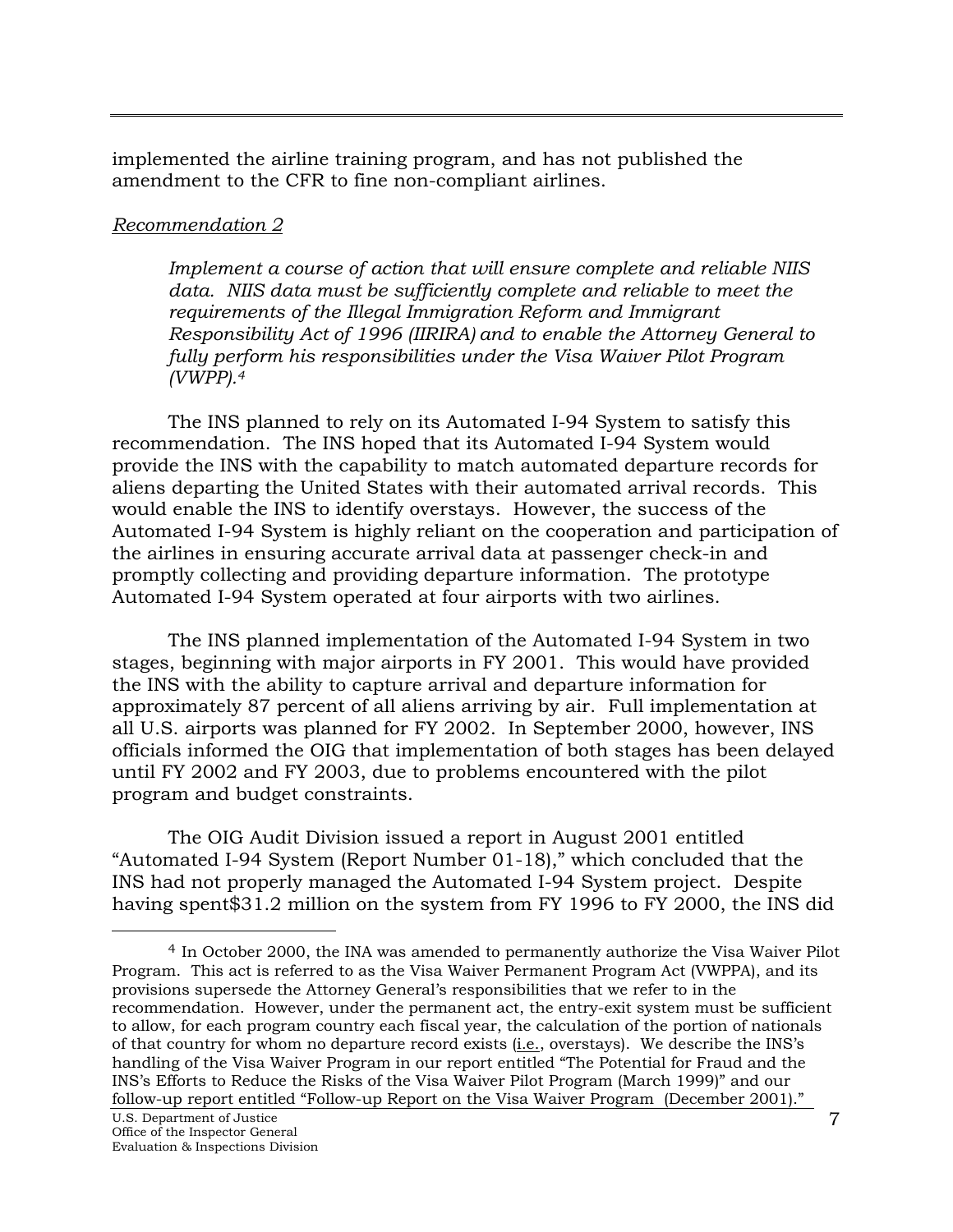implemented the airline training program, and has not published the amendment to the CFR to fine non-compliant airlines.

*Recommendation 2*

> *Implement a course of action that will ensure complete and reliable NIIS data. NIIS data must be sufficiently complete and reliable to meet the requirements of the Illegal Immigration Reform and Immigrant Responsibility Act of 1996 (IIRIRA) and to enable the Attorney General to fully perform his responsibilities under the Visa Waiver Pilot Program (VWPP).*[4]

The INS planned to rely on its Automated I-94 System to satisfy this recommendation. The INS hoped that its Automated I-94 System would provide the INS with the capability to match automated departure records for aliens departing the United States with their automated arrival records. This would enable the INS to identify overstays. However, the success of the Automated I-94 System is highly reliant on the cooperation and participation of the airlines in ensuring accurate arrival data at passenger check-in and promptly collecting and providing departure information. The prototype Automated I-94 System operated at four airports with two airlines.

The INS planned implementation of the Automated I-94 System in two stages, beginning with major airports in FY 2001. This would have provided the INS with the ability to capture arrival and departure information for approximately 87 percent of all aliens arriving by air. Full implementation at all U.S. airports was planned for FY 2002. In September 2000, however, INS officials informed the OIG that implementation of both stages has been delayed until FY 2002 and FY 2003, due to problems encountered with the pilot program and budget constraints.

The OIG Audit Division issued a report in August 2001 entitled "Automated I-94 System (Report Number 01-18)," which concluded that the INS had not properly managed the Automated I-94 System project. Despite having spent$31.2 million on the system from FY 1996 to FY 2000, the INS did

---

[4] In October 2000, the INA was amended to permanently authorize the Visa Waiver Pilot Program. This act is referred to as the Visa Waiver Permanent Program Act (VWPPA), and its provisions supersede the Attorney General's responsibilities that we refer to in the recommendation. However, under the permanent act, the entry-exit system must be sufficient to allow, for each program country each fiscal year, the calculation of the portion of nationals of that country for whom no departure record exists (i.e., overstays). We describe the INS's handling of the Visa Waiver Program in our report entitled "The Potential for Fraud and the INS's Efforts to Reduce the Risks of the Visa Waiver Pilot Program (March 1999)" and our follow-up report entitled "Follow-up Report on the Visa Waiver Program (December 2001)."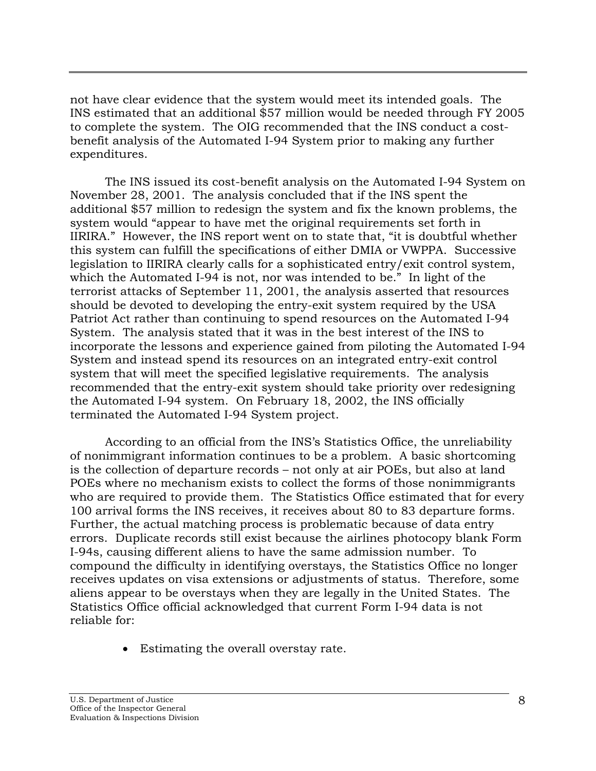not have clear evidence that the system would meet its intended goals. The INS estimated that an additional $57 million would be needed through FY 2005 to complete the system. The OIG recommended that the INS conduct a cost-benefit analysis of the Automated I-94 System prior to making any further expenditures.

The INS issued its cost-benefit analysis on the Automated I-94 System on November 28, 2001. The analysis concluded that if the INS spent the additional $57 million to redesign the system and fix the known problems, the system would "appear to have met the original requirements set forth in IIRIRA." However, the INS report went on to state that, "it is doubtful whether this system can fulfill the specifications of either DMIA or VWPPA. Successive legislation to IIRIRA clearly calls for a sophisticated entry/exit control system, which the Automated I-94 is not, nor was intended to be." In light of the terrorist attacks of September 11, 2001, the analysis asserted that resources should be devoted to developing the entry-exit system required by the USA Patriot Act rather than continuing to spend resources on the Automated I-94 System. The analysis stated that it was in the best interest of the INS to incorporate the lessons and experience gained from piloting the Automated I-94 System and instead spend its resources on an integrated entry-exit control system that will meet the specified legislative requirements. The analysis recommended that the entry-exit system should take priority over redesigning the Automated I-94 system. On February 18, 2002, the INS officially terminated the Automated I-94 System project.

According to an official from the INS's Statistics Office, the unreliability of nonimmigrant information continues to be a problem. A basic shortcoming is the collection of departure records – not only at air POEs, but also at land POEs where no mechanism exists to collect the forms of those nonimmigrants who are required to provide them. The Statistics Office estimated that for every 100 arrival forms the INS receives, it receives about 80 to 83 departure forms. Further, the actual matching process is problematic because of data entry errors. Duplicate records still exist because the airlines photocopy blank Form I-94s, causing different aliens to have the same admission number. To compound the difficulty in identifying overstays, the Statistics Office no longer receives updates on visa extensions or adjustments of status. Therefore, some aliens appear to be overstays when they are legally in the United States. The Statistics Office official acknowledged that current Form I-94 data is not reliable for:

- Estimating the overall overstay rate.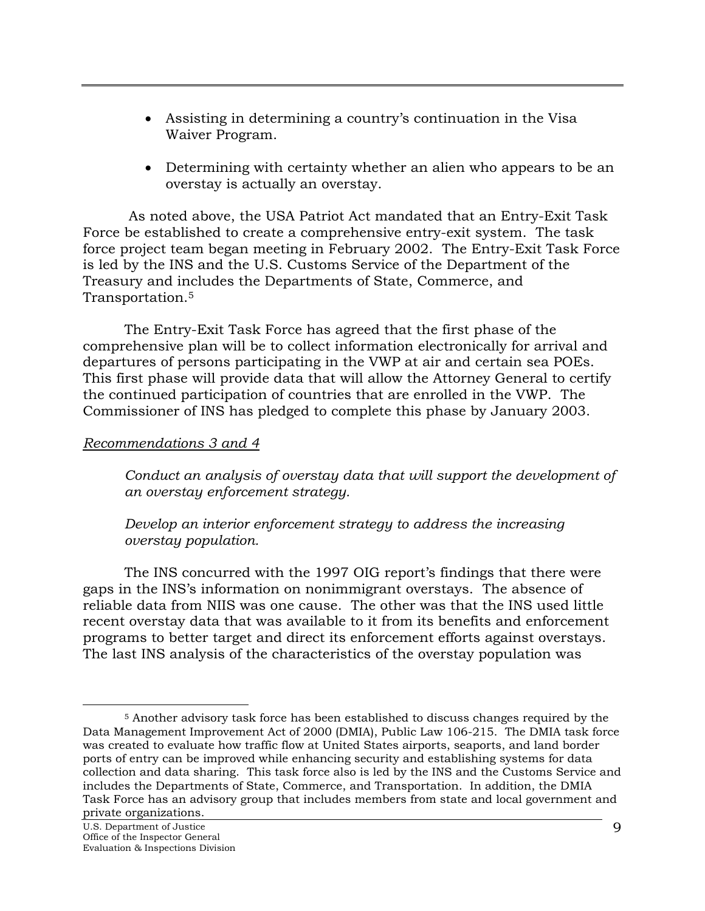- Assisting in determining a country's continuation in the Visa Waiver Program.
- Determining with certainty whether an alien who appears to be an overstay is actually an overstay.

As noted above, the USA Patriot Act mandated that an Entry-Exit Task Force be established to create a comprehensive entry-exit system. The task force project team began meeting in February 2002. The Entry-Exit Task Force is led by the INS and the U.S. Customs Service of the Department of the Treasury and includes the Departments of State, Commerce, and Transportation.[5]

The Entry-Exit Task Force has agreed that the first phase of the comprehensive plan will be to collect information electronically for arrival and departures of persons participating in the VWP at air and certain sea POEs. This first phase will provide data that will allow the Attorney General to certify the continued participation of countries that are enrolled in the VWP. The Commissioner of INS has pledged to complete this phase by January 2003.

*Recommendations 3 and 4*

*Conduct an analysis of overstay data that will support the development of an overstay enforcement strategy.*

*Develop an interior enforcement strategy to address the increasing overstay population.*

The INS concurred with the 1997 OIG report's findings that there were gaps in the INS's information on nonimmigrant overstays. The absence of reliable data from NIIS was one cause. The other was that the INS used little recent overstay data that was available to it from its benefits and enforcement programs to better target and direct its enforcement efforts against overstays. The last INS analysis of the characteristics of the overstay population was

---

[5] Another advisory task force has been established to discuss changes required by the Data Management Improvement Act of 2000 (DMIA), Public Law 106-215. The DMIA task force was created to evaluate how traffic flow at United States airports, seaports, and land border ports of entry can be improved while enhancing security and establishing systems for data collection and data sharing. This task force also is led by the INS and the Customs Service and includes the Departments of State, Commerce, and Transportation. In addition, the DMIA Task Force has an advisory group that includes members from state and local government and private organizations.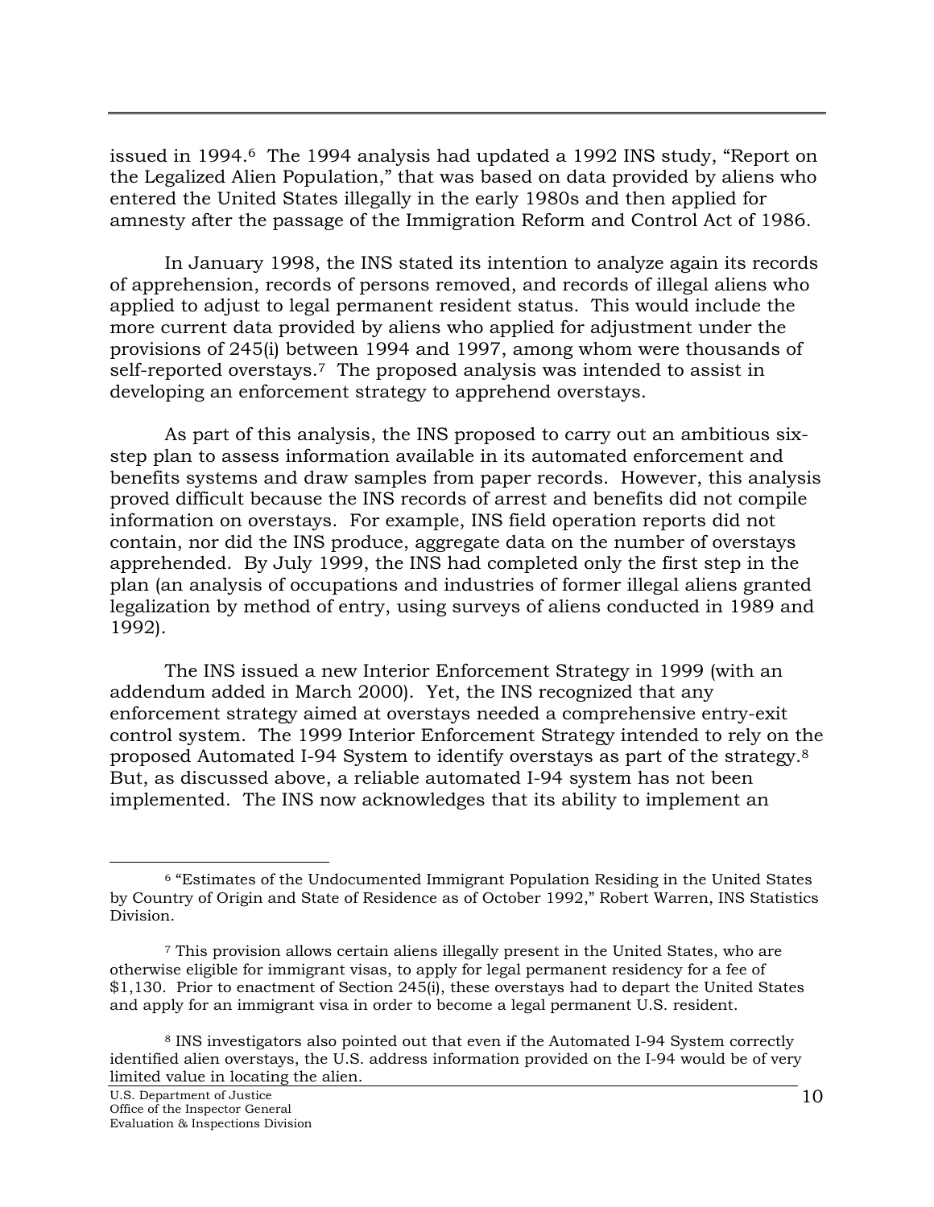issued in 1994.[6] The 1994 analysis had updated a 1992 INS study, "Report on the Legalized Alien Population," that was based on data provided by aliens who entered the United States illegally in the early 1980s and then applied for amnesty after the passage of the Immigration Reform and Control Act of 1986.

In January 1998, the INS stated its intention to analyze again its records of apprehension, records of persons removed, and records of illegal aliens who applied to adjust to legal permanent resident status. This would include the more current data provided by aliens who applied for adjustment under the provisions of 245(i) between 1994 and 1997, among whom were thousands of self-reported overstays.[7] The proposed analysis was intended to assist in developing an enforcement strategy to apprehend overstays.

As part of this analysis, the INS proposed to carry out an ambitious six-step plan to assess information available in its automated enforcement and benefits systems and draw samples from paper records. However, this analysis proved difficult because the INS records of arrest and benefits did not compile information on overstays. For example, INS field operation reports did not contain, nor did the INS produce, aggregate data on the number of overstays apprehended. By July 1999, the INS had completed only the first step in the plan (an analysis of occupations and industries of former illegal aliens granted legalization by method of entry, using surveys of aliens conducted in 1989 and 1992).

The INS issued a new Interior Enforcement Strategy in 1999 (with an addendum added in March 2000). Yet, the INS recognized that any enforcement strategy aimed at overstays needed a comprehensive entry-exit control system. The 1999 Interior Enforcement Strategy intended to rely on the proposed Automated I-94 System to identify overstays as part of the strategy.[8] But, as discussed above, a reliable automated I-94 system has not been implemented. The INS now acknowledges that its ability to implement an

---

[6] "Estimates of the Undocumented Immigrant Population Residing in the United States by Country of Origin and State of Residence as of October 1992," Robert Warren, INS Statistics Division.

[7] This provision allows certain aliens illegally present in the United States, who are otherwise eligible for immigrant visas, to apply for legal permanent residency for a fee of $1,130. Prior to enactment of Section 245(i), these overstays had to depart the United States and apply for an immigrant visa in order to become a legal permanent U.S. resident.

[8] INS investigators also pointed out that even if the Automated I-94 System correctly identified alien overstays, the U.S. address information provided on the I-94 would be of very limited value in locating the alien.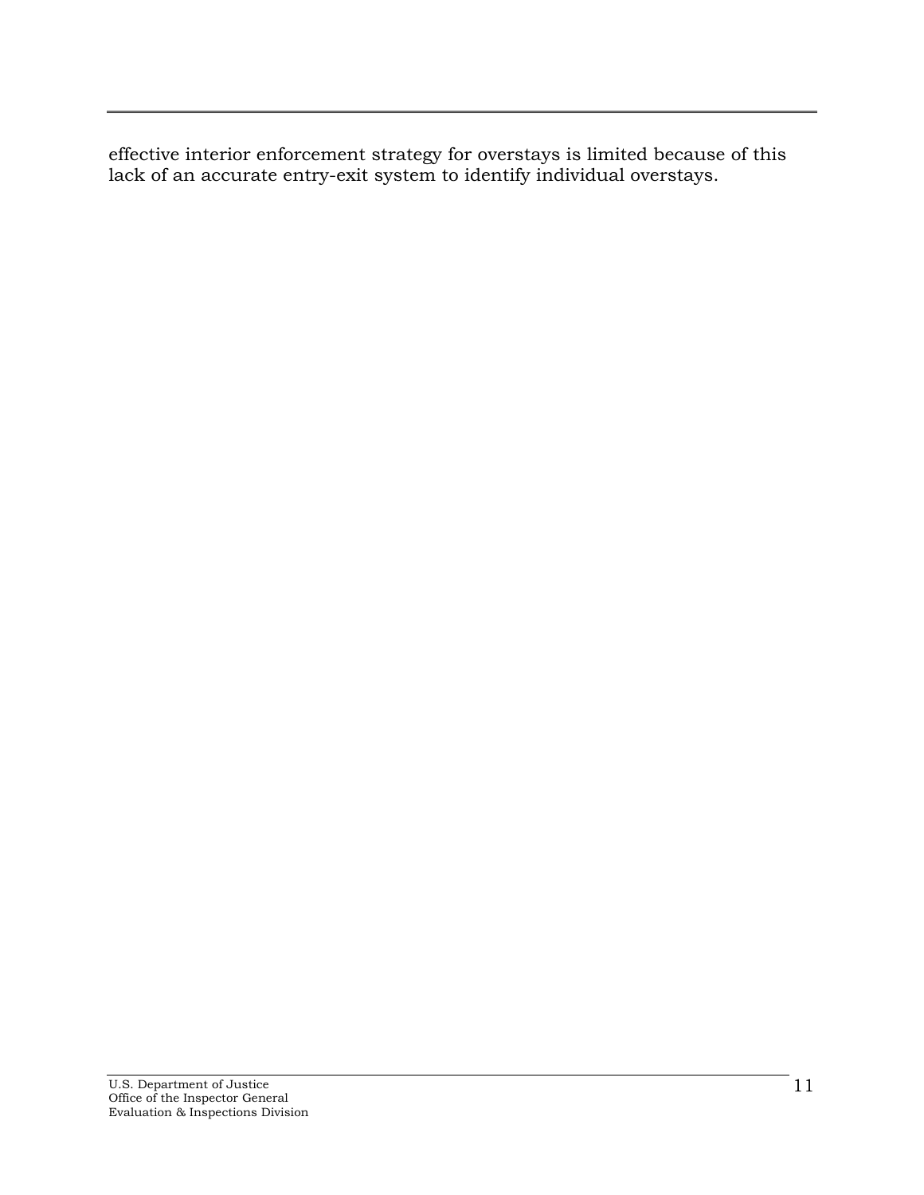effective interior enforcement strategy for overstays is limited because of this lack of an accurate entry-exit system to identify individual overstays.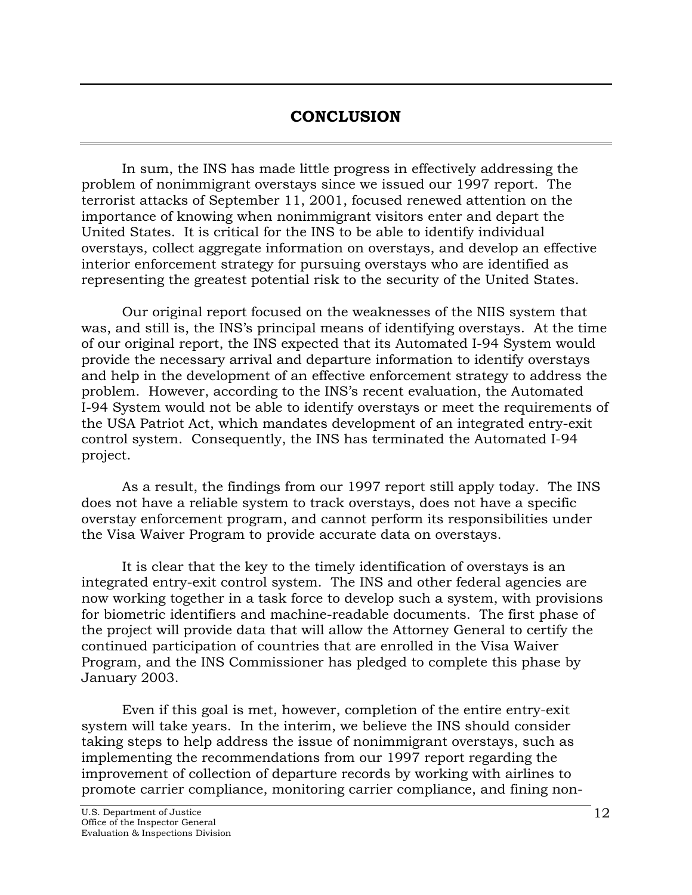# CONCLUSION

In sum, the INS has made little progress in effectively addressing the problem of nonimmigrant overstays since we issued our 1997 report. The terrorist attacks of September 11, 2001, focused renewed attention on the importance of knowing when nonimmigrant visitors enter and depart the United States. It is critical for the INS to be able to identify individual overstays, collect aggregate information on overstays, and develop an effective interior enforcement strategy for pursuing overstays who are identified as representing the greatest potential risk to the security of the United States.

Our original report focused on the weaknesses of the NIIS system that was, and still is, the INS's principal means of identifying overstays. At the time of our original report, the INS expected that its Automated I-94 System would provide the necessary arrival and departure information to identify overstays and help in the development of an effective enforcement strategy to address the problem. However, according to the INS's recent evaluation, the Automated I-94 System would not be able to identify overstays or meet the requirements of the USA Patriot Act, which mandates development of an integrated entry-exit control system. Consequently, the INS has terminated the Automated I-94 project.

As a result, the findings from our 1997 report still apply today. The INS does not have a reliable system to track overstays, does not have a specific overstay enforcement program, and cannot perform its responsibilities under the Visa Waiver Program to provide accurate data on overstays.

It is clear that the key to the timely identification of overstays is an integrated entry-exit control system. The INS and other federal agencies are now working together in a task force to develop such a system, with provisions for biometric identifiers and machine-readable documents. The first phase of the project will provide data that will allow the Attorney General to certify the continued participation of countries that are enrolled in the Visa Waiver Program, and the INS Commissioner has pledged to complete this phase by January 2003.

Even if this goal is met, however, completion of the entire entry-exit system will take years. In the interim, we believe the INS should consider taking steps to help address the issue of nonimmigrant overstays, such as implementing the recommendations from our 1997 report regarding the improvement of collection of departure records by working with airlines to promote carrier compliance, monitoring carrier compliance, and fining non-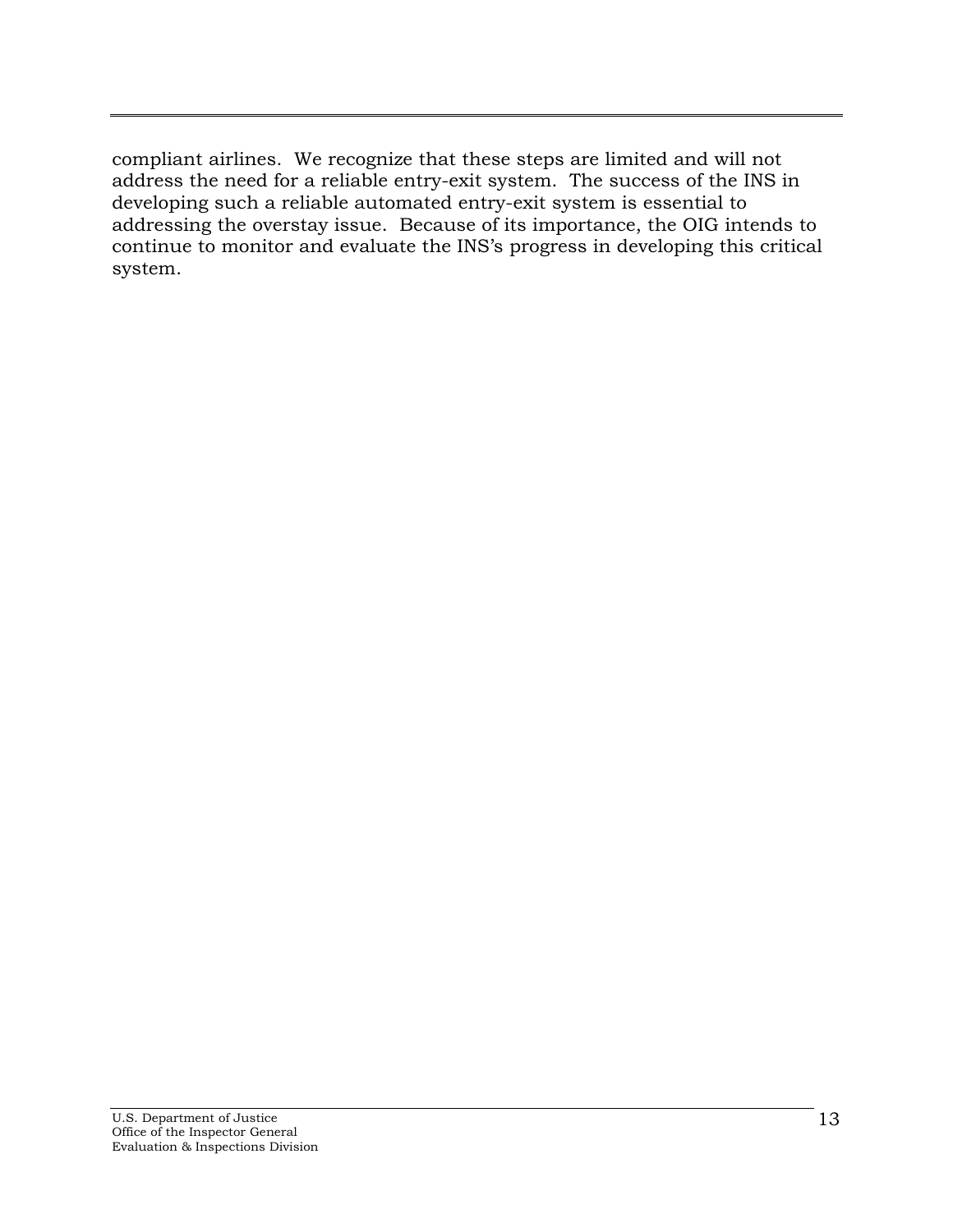compliant airlines. We recognize that these steps are limited and will not address the need for a reliable entry-exit system. The success of the INS in developing such a reliable automated entry-exit system is essential to addressing the overstay issue. Because of its importance, the OIG intends to continue to monitor and evaluate the INS's progress in developing this critical system.